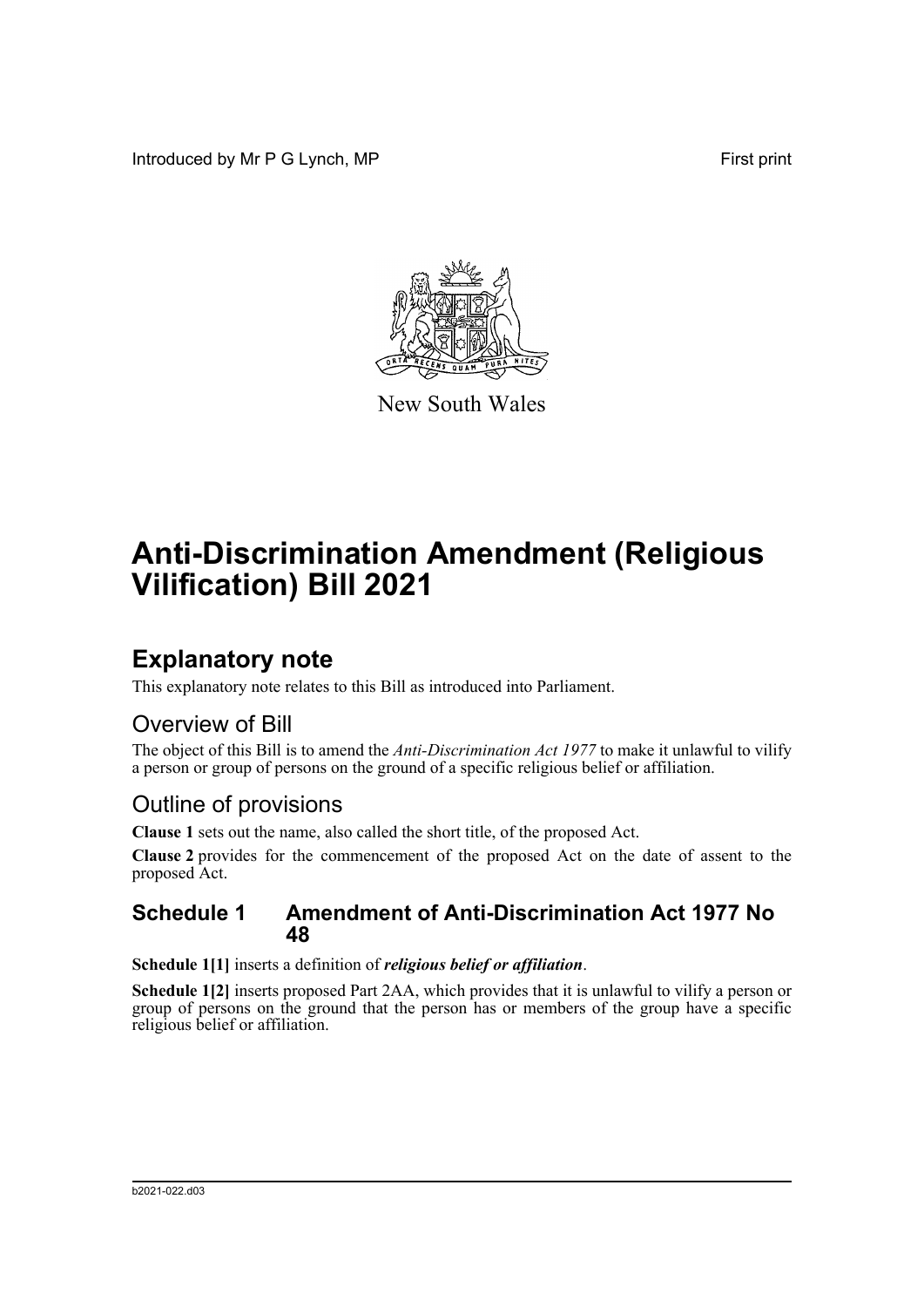Introduced by Mr P G Lynch, MP First print

New South Wales

# Anti-Discrimination Amendment (Religious Vilification) Bill 2021

## Explanatory note

This explanatory note relates to this Bill as introduced into Parliament.

### Overview of Bill

The object of this Bill is to amend the *Anti-Discrimination Act 1977* to make it unlawful to vilify a person or group of persons on the ground of a specific religious belief or affiliation.

### Outline of provisions

**Clause 1** sets out the name, also called the short title, of the proposed Act.

**Clause 2** provides for the commencement of the proposed Act on the date of assent to the proposed Act.

### Schedule 1 Amendment of Anti-Discrimination Act 1977 No 48

**Schedule 1[1]** inserts a definition of ***religious belief or affiliation***.

**Schedule 1[2]** inserts proposed Part 2AA, which provides that it is unlawful to vilify a person or group of persons on the ground that the person has or members of the group have a specific religious belief or affiliation.

b2021-022.d03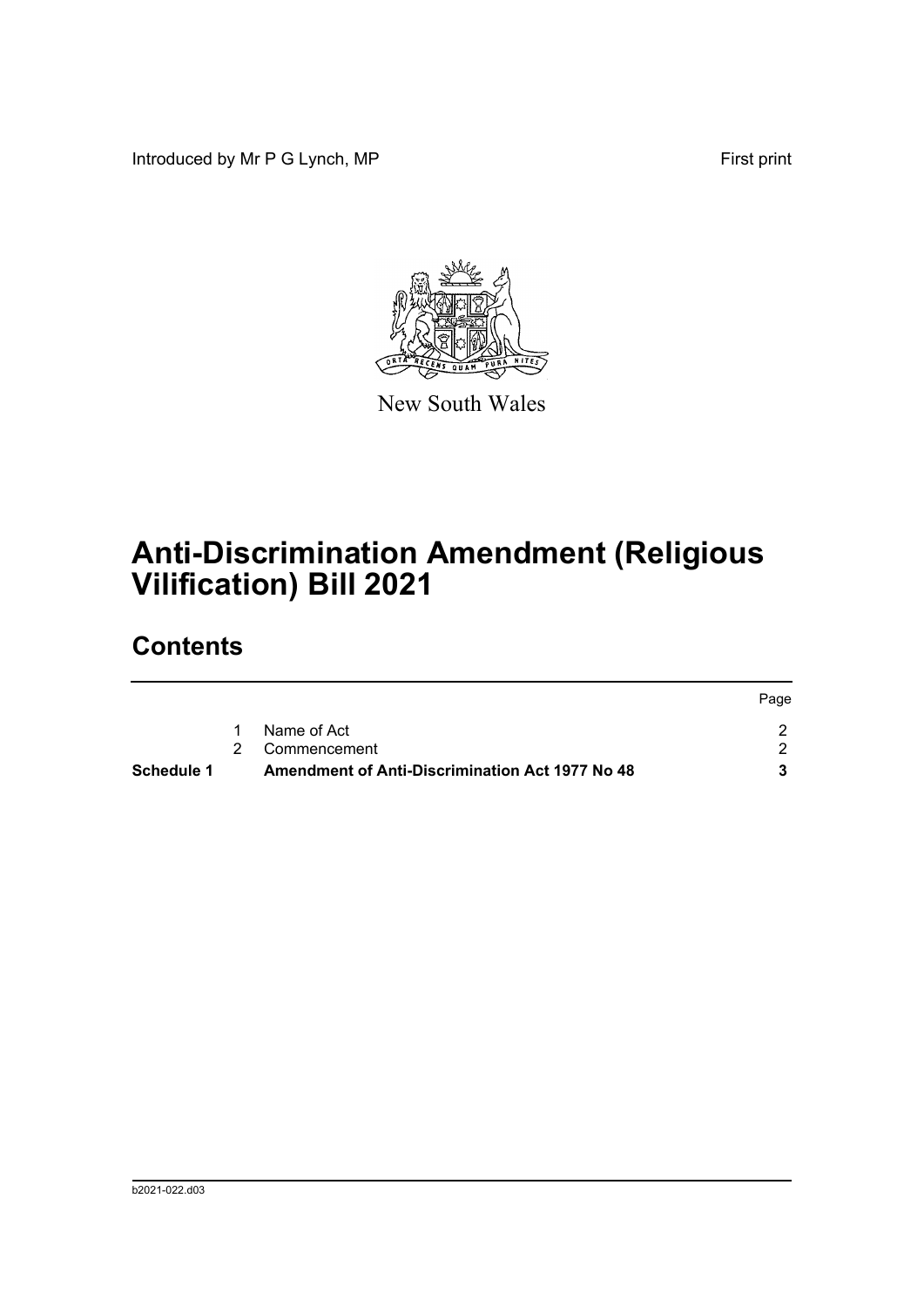Introduced by Mr P G Lynch, MP

First print

New South Wales

# Anti-Discrimination Amendment (Religious Vilification) Bill 2021

## Contents

| | | | Page |
|---|---|---|---|
| | 1 | Name of Act | 2 |
| | 2 | Commencement | 2 |
| **Schedule 1** | | **Amendment of Anti-Discrimination Act 1977 No 48** | **3** |

b2021-022.d03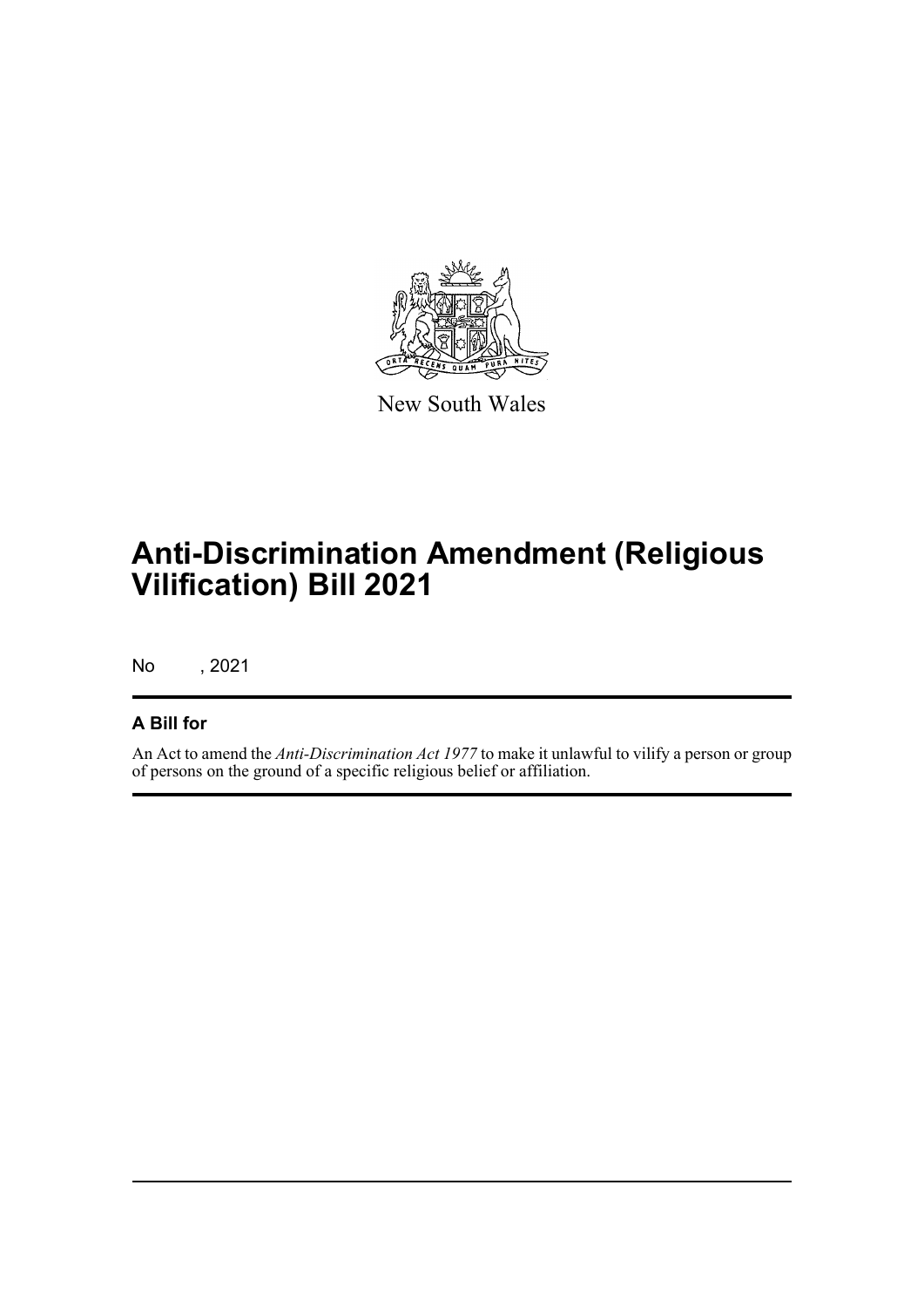New South Wales

# Anti-Discrimination Amendment (Religious Vilification) Bill 2021

No , 2021

## A Bill for

An Act to amend the *Anti-Discrimination Act 1977* to make it unlawful to vilify a person or group of persons on the ground of a specific religious belief or affiliation.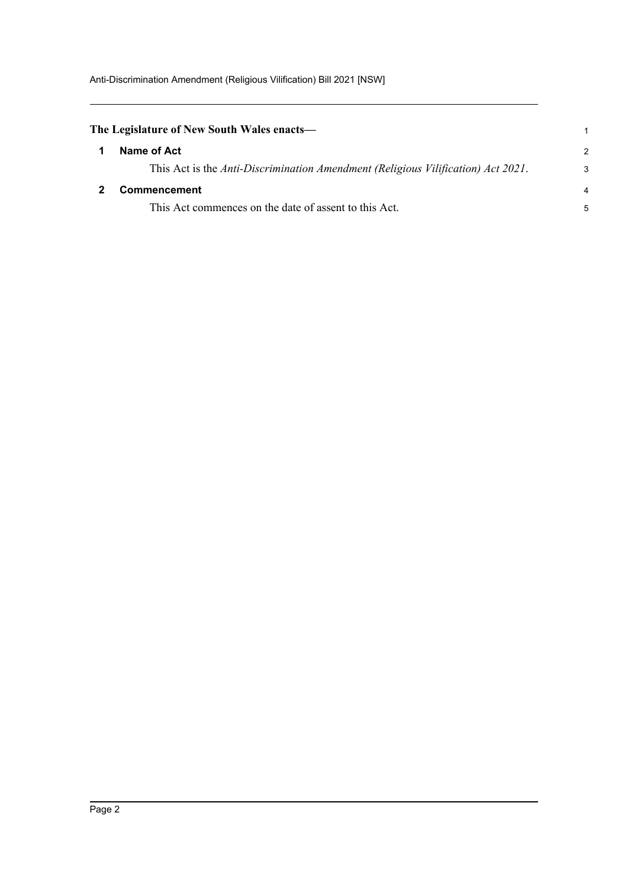**The Legislature of New South Wales enacts—**

## 1 Name of Act

This Act is the *Anti-Discrimination Amendment (Religious Vilification) Act 2021*.

## 2 Commencement

This Act commences on the date of assent to this Act.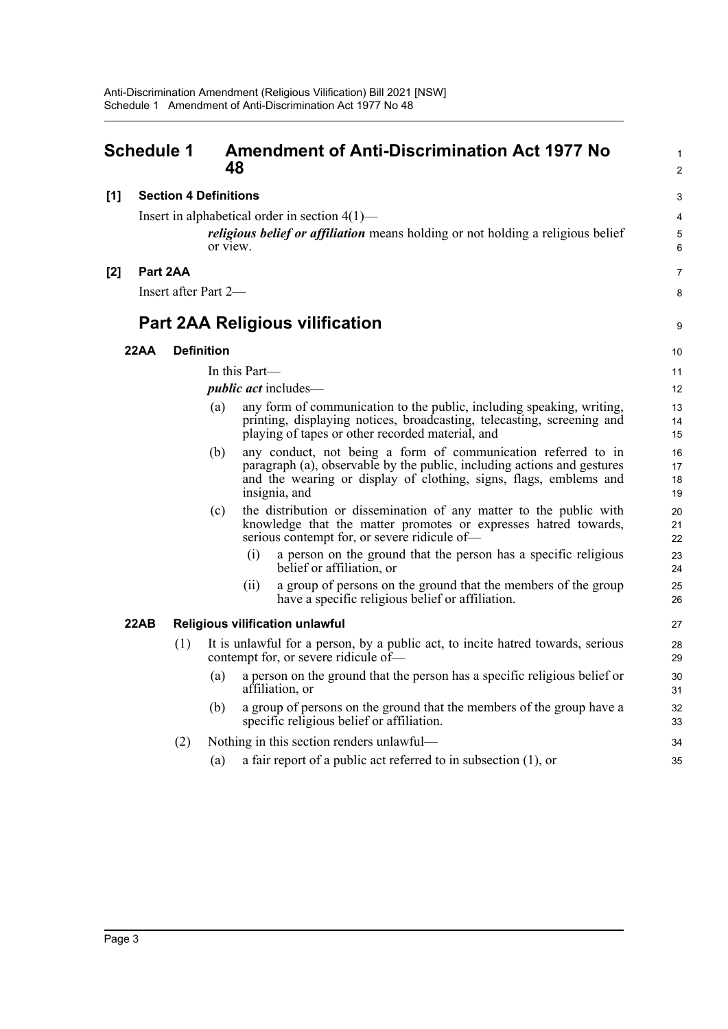## Schedule 1 Amendment of Anti-Discrimination Act 1977 No 48

### [1] Section 4 Definitions

Insert in alphabetical order in section 4(1)—

> ***religious belief or affiliation*** means holding or not holding a religious belief or view.

### [2] Part 2AA

Insert after Part 2—

## Part 2AA Religious vilification

### 22AA Definition

In this Part—

***public act*** includes—

(a) any form of communication to the public, including speaking, writing, printing, displaying notices, broadcasting, telecasting, screening and playing of tapes or other recorded material, and

(b) any conduct, not being a form of communication referred to in paragraph (a), observable by the public, including actions and gestures and the wearing or display of clothing, signs, flags, emblems and insignia, and

(c) the distribution or dissemination of any matter to the public with knowledge that the matter promotes or expresses hatred towards, serious contempt for, or severe ridicule of—

   (i) a person on the ground that the person has a specific religious belief or affiliation, or

   (ii) a group of persons on the ground that the members of the group have a specific religious belief or affiliation.

### 22AB Religious vilification unlawful

(1) It is unlawful for a person, by a public act, to incite hatred towards, serious contempt for, or severe ridicule of—

   (a) a person on the ground that the person has a specific religious belief or affiliation, or

   (b) a group of persons on the ground that the members of the group have a specific religious belief or affiliation.

(2) Nothing in this section renders unlawful—

   (a) a fair report of a public act referred to in subsection (1), or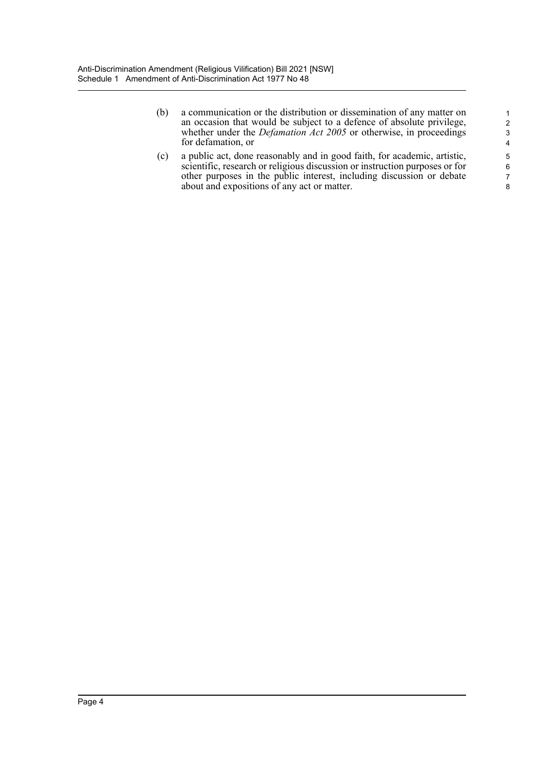(b) a communication or the distribution or dissemination of any matter on an occasion that would be subject to a defence of absolute privilege, whether under the *Defamation Act 2005* or otherwise, in proceedings for defamation, or

(c) a public act, done reasonably and in good faith, for academic, artistic, scientific, research or religious discussion or instruction purposes or for other purposes in the public interest, including discussion or debate about and expositions of any act or matter.